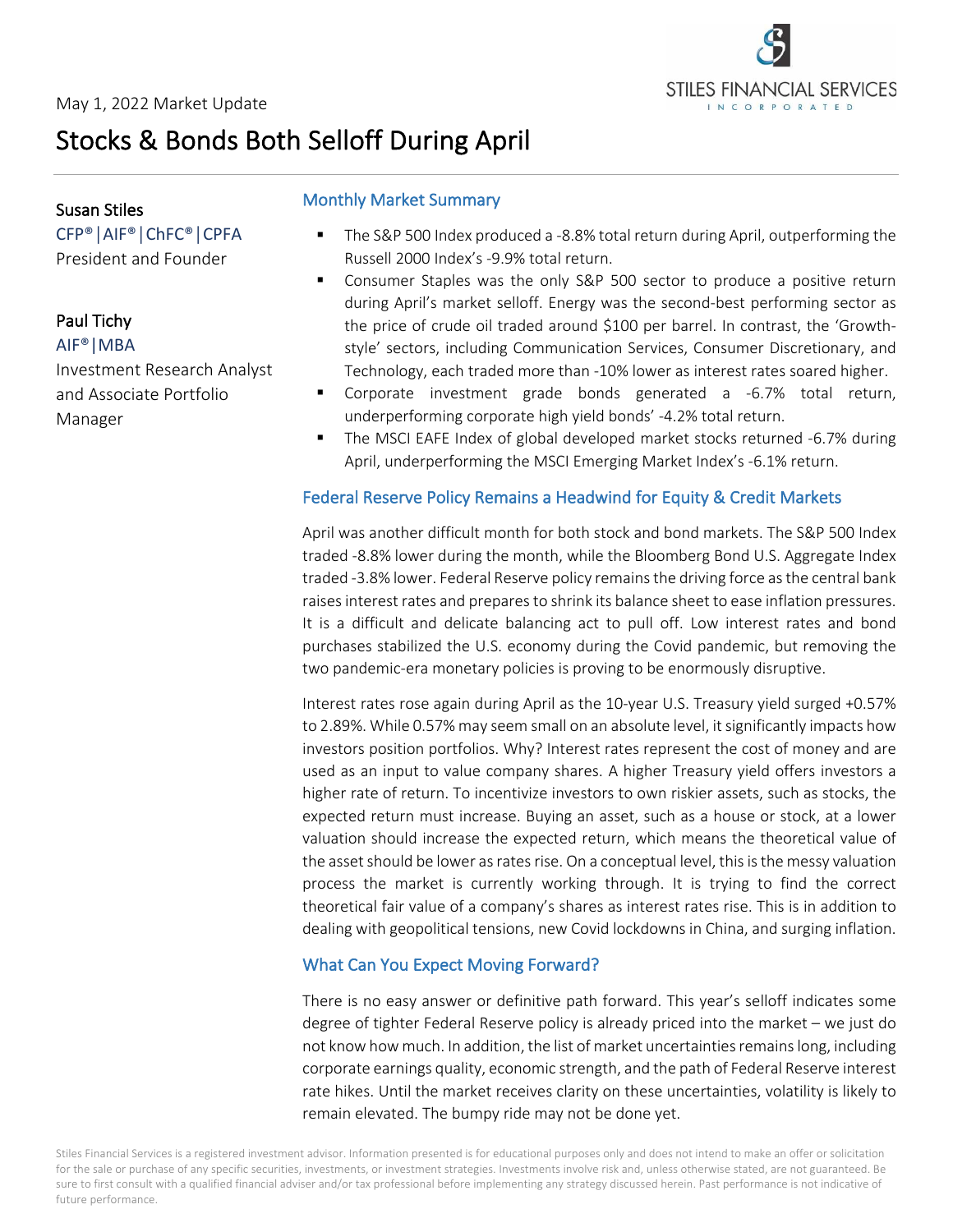May 1, 2022 Market Update

STILES FINANCIAL SERVICES INCORPORATED

# Stocks & Bonds Both Selloff During April

**Susan Stiles**
CFP® | AIF® | ChFC® | CPFA
President and Founder

**Paul Tichy**
AIF® | MBA
Investment Research Analyst and Associate Portfolio Manager

## Monthly Market Summary

- The S&P 500 Index produced a -8.8% total return during April, outperforming the Russell 2000 Index's -9.9% total return.
- Consumer Staples was the only S&P 500 sector to produce a positive return during April's market selloff. Energy was the second-best performing sector as the price of crude oil traded around $100 per barrel. In contrast, the 'Growth-style' sectors, including Communication Services, Consumer Discretionary, and Technology, each traded more than -10% lower as interest rates soared higher.
- Corporate investment grade bonds generated a -6.7% total return, underperforming corporate high yield bonds' -4.2% total return.
- The MSCI EAFE Index of global developed market stocks returned -6.7% during April, underperforming the MSCI Emerging Market Index's -6.1% return.

## Federal Reserve Policy Remains a Headwind for Equity & Credit Markets

April was another difficult month for both stock and bond markets. The S&P 500 Index traded -8.8% lower during the month, while the Bloomberg Bond U.S. Aggregate Index traded -3.8% lower. Federal Reserve policy remains the driving force as the central bank raises interest rates and prepares to shrink its balance sheet to ease inflation pressures. It is a difficult and delicate balancing act to pull off. Low interest rates and bond purchases stabilized the U.S. economy during the Covid pandemic, but removing the two pandemic-era monetary policies is proving to be enormously disruptive.

Interest rates rose again during April as the 10-year U.S. Treasury yield surged +0.57% to 2.89%. While 0.57% may seem small on an absolute level, it significantly impacts how investors position portfolios. Why? Interest rates represent the cost of money and are used as an input to value company shares. A higher Treasury yield offers investors a higher rate of return. To incentivize investors to own riskier assets, such as stocks, the expected return must increase. Buying an asset, such as a house or stock, at a lower valuation should increase the expected return, which means the theoretical value of the asset should be lower as rates rise. On a conceptual level, this is the messy valuation process the market is currently working through. It is trying to find the correct theoretical fair value of a company's shares as interest rates rise. This is in addition to dealing with geopolitical tensions, new Covid lockdowns in China, and surging inflation.

## What Can You Expect Moving Forward?

There is no easy answer or definitive path forward. This year's selloff indicates some degree of tighter Federal Reserve policy is already priced into the market – we just do not know how much. In addition, the list of market uncertainties remains long, including corporate earnings quality, economic strength, and the path of Federal Reserve interest rate hikes. Until the market receives clarity on these uncertainties, volatility is likely to remain elevated. The bumpy ride may not be done yet.

Stiles Financial Services is a registered investment advisor. Information presented is for educational purposes only and does not intend to make an offer or solicitation for the sale or purchase of any specific securities, investments, or investment strategies. Investments involve risk and, unless otherwise stated, are not guaranteed. Be sure to first consult with a qualified financial adviser and/or tax professional before implementing any strategy discussed herein. Past performance is not indicative of future performance.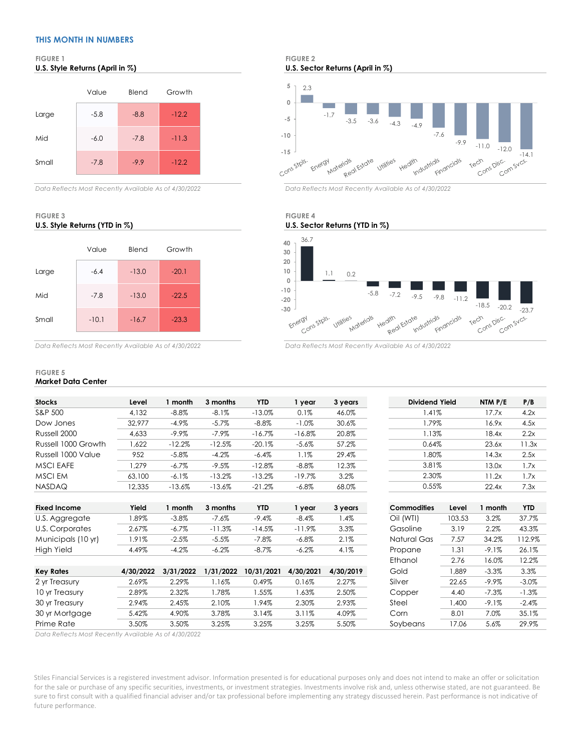## THIS MONTH IN NUMBERS

**FIGURE 1**

**U.S. Style Returns (April in %)**

| | Value | Blend | Growth |
|---|---|---|---|
| Large | -5.8 | -8.8 | -12.2 |
| Mid | -6.0 | -7.8 | -11.3 |
| Small | -7.8 | -9.9 | -12.2 |

*Data Reflects Most Recently Available As of 4/30/2022*

**FIGURE 2**

**U.S. Sector Returns (April in %)**

5
0
-5
-10
-15

2.3
-1.7
-3.5
-3.6
-4.3
-4.9
-7.6
-9.9
-11.0
-12.0
-14.1

Cons Stpls.
Energy
Materials
Real Estate
Utilities
Health
Industrials
Financials
Tech
Cons Disc.
Com Svcs.

*Data Reflects Most Recently Available As of 4/30/2022*

**FIGURE 3**

**U.S. Style Returns (YTD in %)**

| | Value | Blend | Growth |
|---|---|---|---|
| Large | -6.4 | -13.0 | -20.1 |
| Mid | -7.8 | -13.0 | -22.5 |
| Small | -10.1 | -16.7 | -23.3 |

*Data Reflects Most Recently Available As of 4/30/2022*

**FIGURE 4**

**U.S. Sector Returns (YTD in %)**

40
30
20
10
0
-10
-20
-30

36.7
1.1
0.2
-5.8
-7.2
-9.5
-9.8
-11.2
-18.5
-20.2
-23.7

Energy
Cons Stpls.
Utilities
Materials
Health
Real Estate
Industrials
Financials
Tech
Cons Disc.
Com Svcs.

*Data Reflects Most Recently Available As of 4/30/2022*

**FIGURE 5**

**Market Data Center**

| Stocks | Level | 1 month | 3 months | YTD | 1 year | 3 years |
|---|---|---|---|---|---|---|
| S&P 500 | 4,132 | -8.8% | -8.1% | -13.0% | 0.1% | 46.0% |
| Dow Jones | 32,977 | -4.9% | -5.7% | -8.8% | -1.0% | 30.6% |
| Russell 2000 | 4,633 | -9.9% | -7.9% | -16.7% | -16.8% | 20.8% |
| Russell 1000 Growth | 1,622 | -12.2% | -12.5% | -20.1% | -5.6% | 57.2% |
| Russell 1000 Value | 952 | -5.8% | -4.2% | -6.4% | 1.1% | 29.4% |
| MSCI EAFE | 1,279 | -6.7% | -9.5% | -12.8% | -8.8% | 12.3% |
| MSCI EM | 63,100 | -6.1% | -13.2% | -13.2% | -19.7% | 3.2% |
| NASDAQ | 12,335 | -13.6% | -13.6% | -21.2% | -6.8% | 68.0% |

| Dividend Yield | NTM P/E | P/B |
|---|---|---|
| 1.41% | 17.7x | 4.2x |
| 1.79% | 16.9x | 4.5x |
| 1.13% | 18.4x | 2.2x |
| 0.64% | 23.6x | 11.3x |
| 1.80% | 14.3x | 2.5x |
| 3.81% | 13.0x | 1.7x |
| 2.30% | 11.2x | 1.7x |
| 0.55% | 22.4x | 7.3x |

| Fixed Income | Yield | 1 month | 3 months | YTD | 1 year | 3 years |
|---|---|---|---|---|---|---|
| U.S. Aggregate | 1.89% | -3.8% | -7.6% | -9.4% | -8.4% | 1.4% |
| U.S. Corporates | 2.67% | -6.7% | -11.3% | -14.5% | -11.9% | 3.3% |
| Municipals (10 yr) | 1.91% | -2.5% | -5.5% | -7.8% | -6.8% | 2.1% |
| High Yield | 4.49% | -4.2% | -6.2% | -8.7% | -6.2% | 4.1% |

| Key Rates | 4/30/2022 | 3/31/2022 | 1/31/2022 | 10/31/2021 | 4/30/2021 | 4/30/2019 |
|---|---|---|---|---|---|---|
| 2 yr Treasury | 2.69% | 2.29% | 1.16% | 0.49% | 0.16% | 2.27% |
| 10 yr Treasury | 2.89% | 2.32% | 1.78% | 1.55% | 1.63% | 2.50% |
| 30 yr Treasury | 2.94% | 2.45% | 2.10% | 1.94% | 2.30% | 2.93% |
| 30 yr Mortgage | 5.42% | 4.90% | 3.78% | 3.14% | 3.11% | 4.09% |
| Prime Rate | 3.50% | 3.50% | 3.25% | 3.25% | 3.25% | 5.50% |

| Commodities | Level | 1 month | YTD |
|---|---|---|---|
| Oil (WTI) | 103.53 | 3.2% | 37.7% |
| Gasoline | 3.19 | 2.2% | 43.3% |
| Natural Gas | 7.57 | 34.2% | 112.9% |
| Propane | 1.31 | -9.1% | 26.1% |
| Ethanol | 2.76 | 16.0% | 12.2% |
| Gold | 1,889 | -3.3% | 3.3% |
| Silver | 22.65 | -9.9% | -3.0% |
| Copper | 4.40 | -7.3% | -1.3% |
| Steel | 1,400 | -9.1% | -2.4% |
| Corn | 8.01 | 7.0% | 35.1% |
| Soybeans | 17.06 | 5.6% | 29.9% |

*Data Reflects Most Recently Available As of 4/30/2022*

Stiles Financial Services is a registered investment advisor. Information presented is for educational purposes only and does not intend to make an offer or solicitation for the sale or purchase of any specific securities, investments, or investment strategies. Investments involve risk and, unless otherwise stated, are not guaranteed. Be sure to first consult with a qualified financial adviser and/or tax professional before implementing any strategy discussed herein. Past performance is not indicative of future performance.